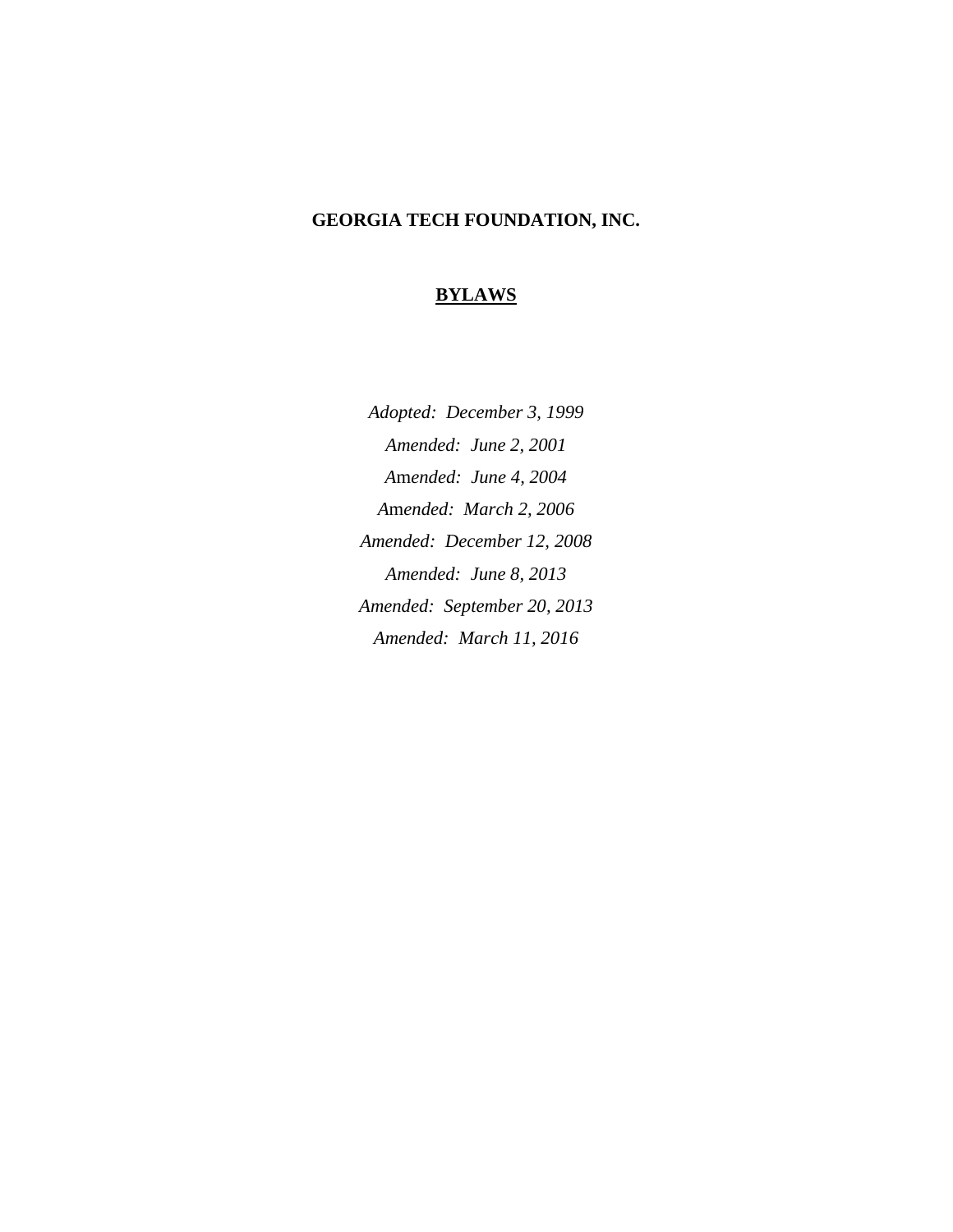# GEORGIA TECH FOUNDATION, INC.

## **BYLAWS**

*Adopted: December 3, 1999*

*Amended: June 2, 2001*

*Amended: June 4, 2004*

*Amended: March 2, 2006*

*Amended: December 12, 2008*

*Amended: June 8, 2013*

*Amended: September 20, 2013*

*Amended: March 11, 2016*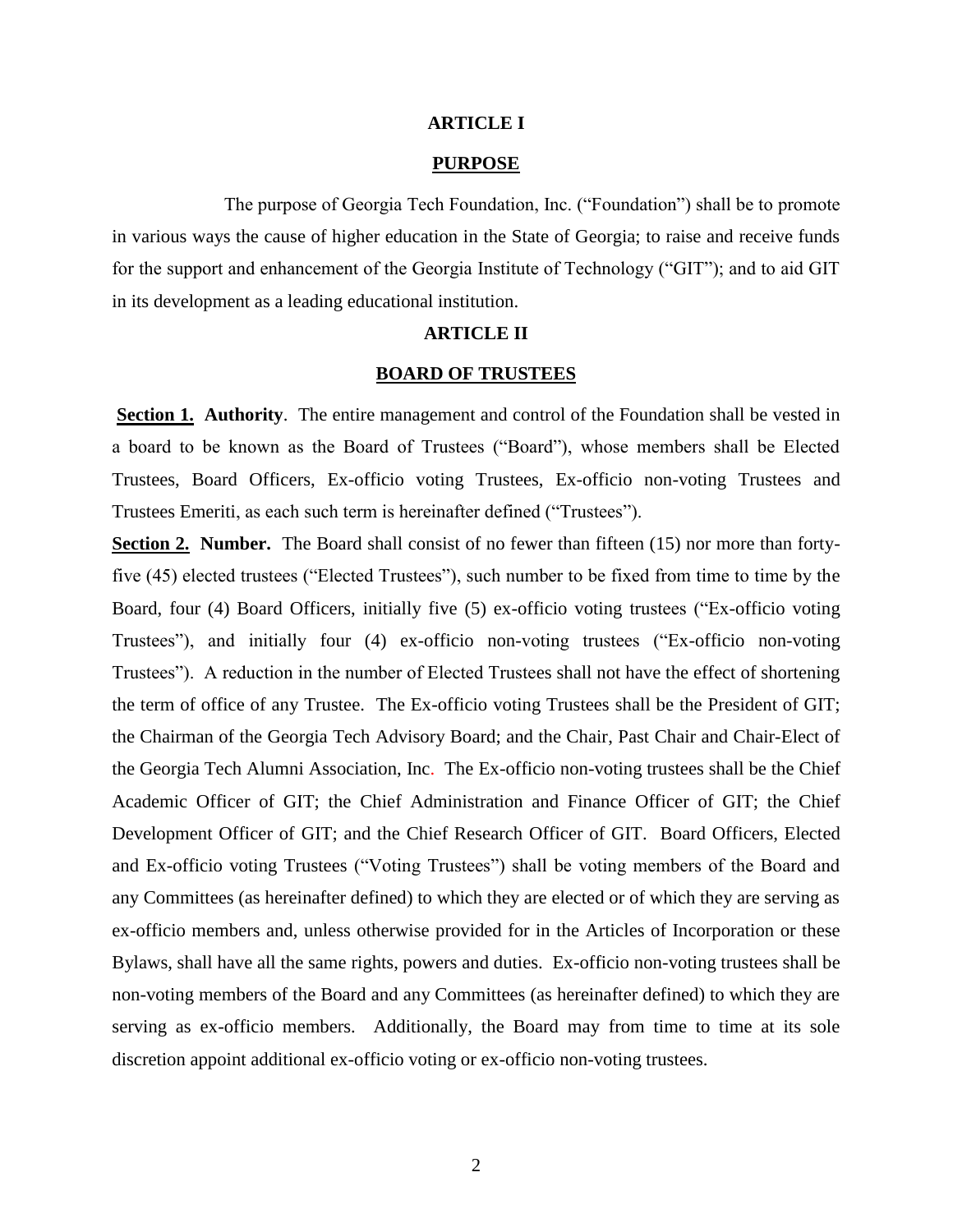## ARTICLE I

## PURPOSE

The purpose of Georgia Tech Foundation, Inc. ("Foundation") shall be to promote in various ways the cause of higher education in the State of Georgia; to raise and receive funds for the support and enhancement of the Georgia Institute of Technology ("GIT"); and to aid GIT in its development as a leading educational institution.

## ARTICLE II

## BOARD OF TRUSTEES

**Section 1. Authority**. The entire management and control of the Foundation shall be vested in a board to be known as the Board of Trustees ("Board"), whose members shall be Elected Trustees, Board Officers, Ex-officio voting Trustees, Ex-officio non-voting Trustees and Trustees Emeriti, as each such term is hereinafter defined ("Trustees").

**Section 2. Number.** The Board shall consist of no fewer than fifteen (15) nor more than forty-five (45) elected trustees ("Elected Trustees"), such number to be fixed from time to time by the Board, four (4) Board Officers, initially five (5) ex-officio voting trustees ("Ex-officio voting Trustees"), and initially four (4) ex-officio non-voting trustees ("Ex-officio non-voting Trustees"). A reduction in the number of Elected Trustees shall not have the effect of shortening the term of office of any Trustee. The Ex-officio voting Trustees shall be the President of GIT; the Chairman of the Georgia Tech Advisory Board; and the Chair, Past Chair and Chair-Elect of the Georgia Tech Alumni Association, Inc. The Ex-officio non-voting trustees shall be the Chief Academic Officer of GIT; the Chief Administration and Finance Officer of GIT; the Chief Development Officer of GIT; and the Chief Research Officer of GIT. Board Officers, Elected and Ex-officio voting Trustees ("Voting Trustees") shall be voting members of the Board and any Committees (as hereinafter defined) to which they are elected or of which they are serving as ex-officio members and, unless otherwise provided for in the Articles of Incorporation or these Bylaws, shall have all the same rights, powers and duties. Ex-officio non-voting trustees shall be non-voting members of the Board and any Committees (as hereinafter defined) to which they are serving as ex-officio members. Additionally, the Board may from time to time at its sole discretion appoint additional ex-officio voting or ex-officio non-voting trustees.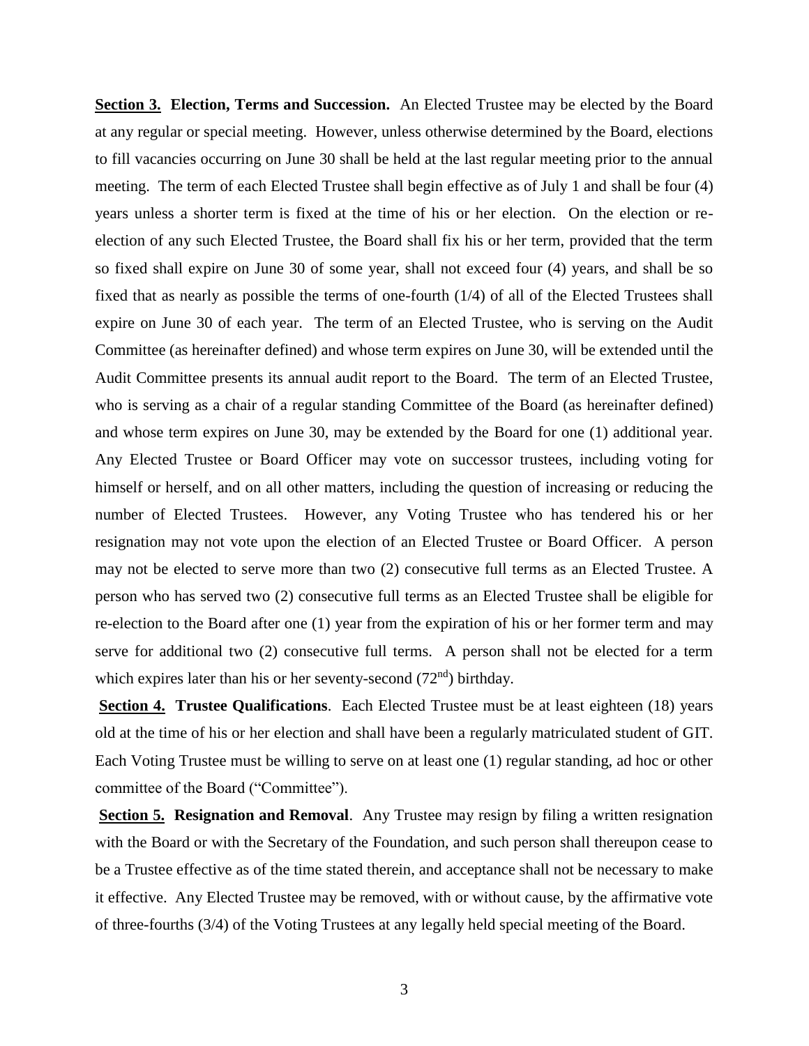**Section 3.** **Election, Terms and Succession.** An Elected Trustee may be elected by the Board at any regular or special meeting. However, unless otherwise determined by the Board, elections to fill vacancies occurring on June 30 shall be held at the last regular meeting prior to the annual meeting. The term of each Elected Trustee shall begin effective as of July 1 and shall be four (4) years unless a shorter term is fixed at the time of his or her election. On the election or re-election of any such Elected Trustee, the Board shall fix his or her term, provided that the term so fixed shall expire on June 30 of some year, shall not exceed four (4) years, and shall be so fixed that as nearly as possible the terms of one-fourth (1/4) of all of the Elected Trustees shall expire on June 30 of each year. The term of an Elected Trustee, who is serving on the Audit Committee (as hereinafter defined) and whose term expires on June 30, will be extended until the Audit Committee presents its annual audit report to the Board. The term of an Elected Trustee, who is serving as a chair of a regular standing Committee of the Board (as hereinafter defined) and whose term expires on June 30, may be extended by the Board for one (1) additional year. Any Elected Trustee or Board Officer may vote on successor trustees, including voting for himself or herself, and on all other matters, including the question of increasing or reducing the number of Elected Trustees. However, any Voting Trustee who has tendered his or her resignation may not vote upon the election of an Elected Trustee or Board Officer. A person may not be elected to serve more than two (2) consecutive full terms as an Elected Trustee. A person who has served two (2) consecutive full terms as an Elected Trustee shall be eligible for re-election to the Board after one (1) year from the expiration of his or her former term and may serve for additional two (2) consecutive full terms. A person shall not be elected for a term which expires later than his or her seventy-second (72nd) birthday.

**Section 4.** **Trustee Qualifications**. Each Elected Trustee must be at least eighteen (18) years old at the time of his or her election and shall have been a regularly matriculated student of GIT. Each Voting Trustee must be willing to serve on at least one (1) regular standing, ad hoc or other committee of the Board ("Committee").

**Section 5.** **Resignation and Removal**. Any Trustee may resign by filing a written resignation with the Board or with the Secretary of the Foundation, and such person shall thereupon cease to be a Trustee effective as of the time stated therein, and acceptance shall not be necessary to make it effective. Any Elected Trustee may be removed, with or without cause, by the affirmative vote of three-fourths (3/4) of the Voting Trustees at any legally held special meeting of the Board.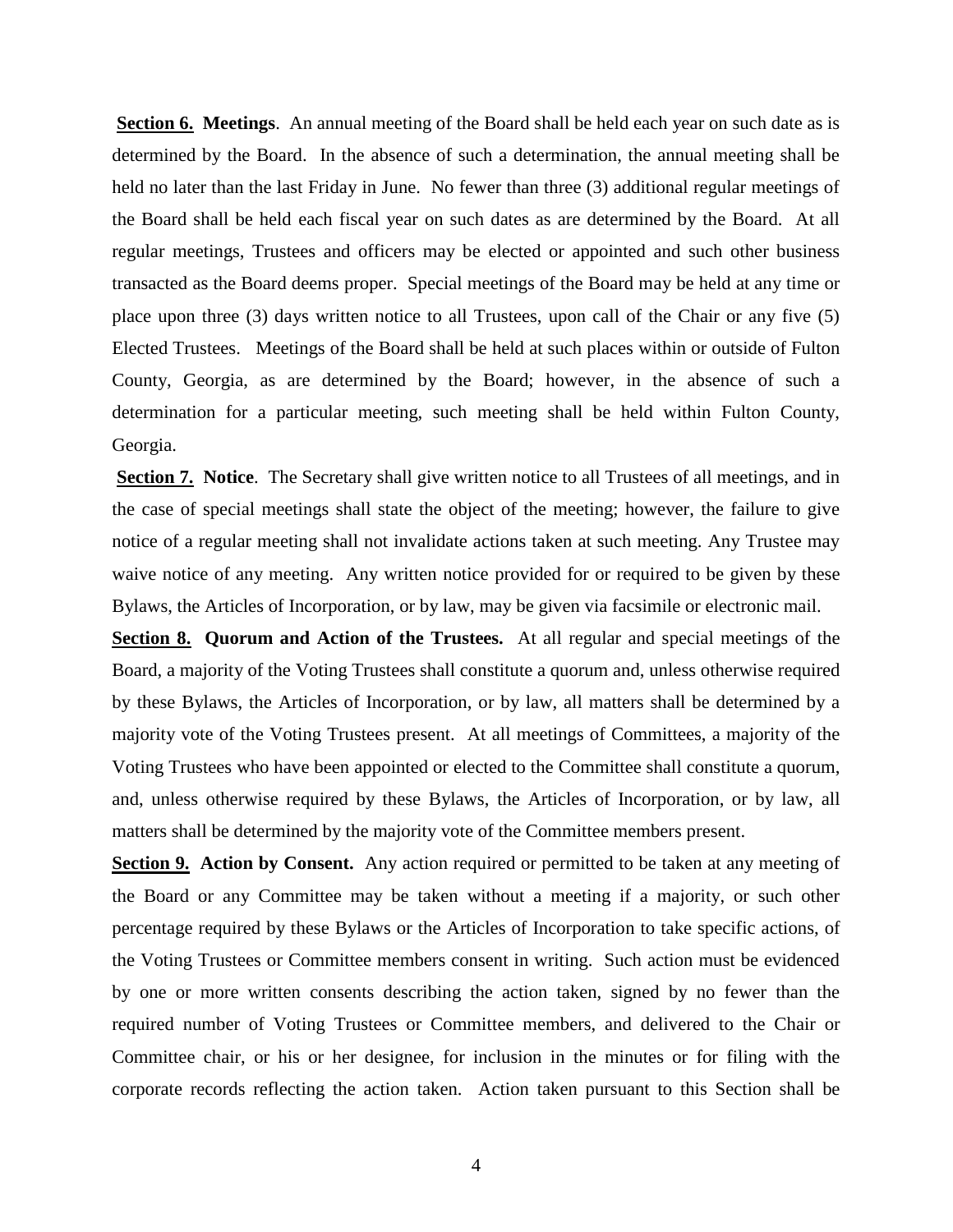**Section 6. Meetings**. An annual meeting of the Board shall be held each year on such date as is determined by the Board. In the absence of such a determination, the annual meeting shall be held no later than the last Friday in June. No fewer than three (3) additional regular meetings of the Board shall be held each fiscal year on such dates as are determined by the Board. At all regular meetings, Trustees and officers may be elected or appointed and such other business transacted as the Board deems proper. Special meetings of the Board may be held at any time or place upon three (3) days written notice to all Trustees, upon call of the Chair or any five (5) Elected Trustees. Meetings of the Board shall be held at such places within or outside of Fulton County, Georgia, as are determined by the Board; however, in the absence of such a determination for a particular meeting, such meeting shall be held within Fulton County, Georgia.

**Section 7. Notice**. The Secretary shall give written notice to all Trustees of all meetings, and in the case of special meetings shall state the object of the meeting; however, the failure to give notice of a regular meeting shall not invalidate actions taken at such meeting. Any Trustee may waive notice of any meeting. Any written notice provided for or required to be given by these Bylaws, the Articles of Incorporation, or by law, may be given via facsimile or electronic mail.

**Section 8. Quorum and Action of the Trustees.** At all regular and special meetings of the Board, a majority of the Voting Trustees shall constitute a quorum and, unless otherwise required by these Bylaws, the Articles of Incorporation, or by law, all matters shall be determined by a majority vote of the Voting Trustees present. At all meetings of Committees, a majority of the Voting Trustees who have been appointed or elected to the Committee shall constitute a quorum, and, unless otherwise required by these Bylaws, the Articles of Incorporation, or by law, all matters shall be determined by the majority vote of the Committee members present.

**Section 9. Action by Consent.** Any action required or permitted to be taken at any meeting of the Board or any Committee may be taken without a meeting if a majority, or such other percentage required by these Bylaws or the Articles of Incorporation to take specific actions, of the Voting Trustees or Committee members consent in writing. Such action must be evidenced by one or more written consents describing the action taken, signed by no fewer than the required number of Voting Trustees or Committee members, and delivered to the Chair or Committee chair, or his or her designee, for inclusion in the minutes or for filing with the corporate records reflecting the action taken. Action taken pursuant to this Section shall be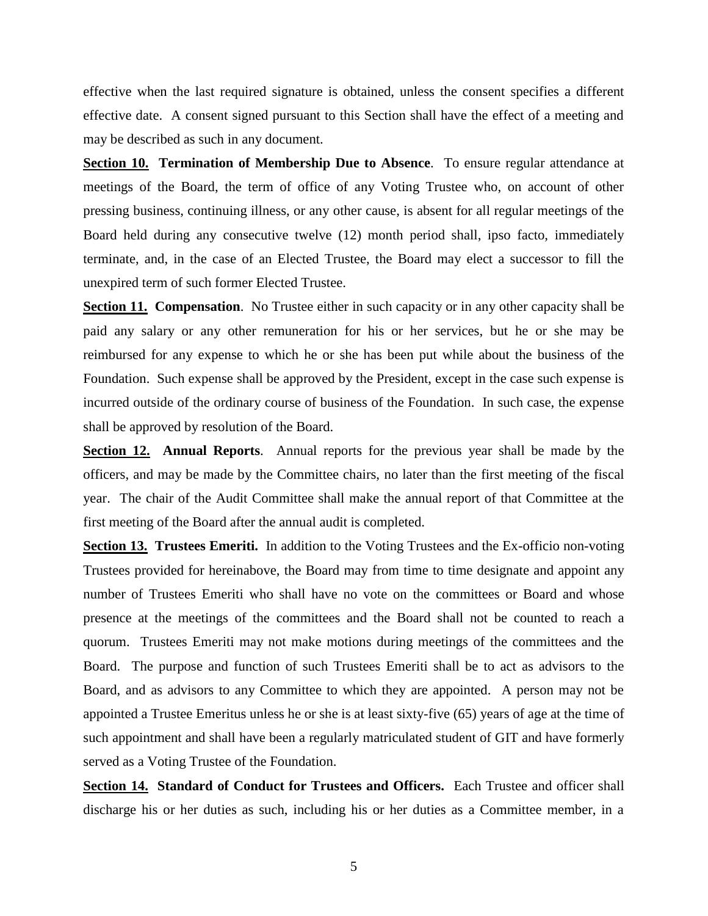effective when the last required signature is obtained, unless the consent specifies a different effective date. A consent signed pursuant to this Section shall have the effect of a meeting and may be described as such in any document.

**Section 10. Termination of Membership Due to Absence**. To ensure regular attendance at meetings of the Board, the term of office of any Voting Trustee who, on account of other pressing business, continuing illness, or any other cause, is absent for all regular meetings of the Board held during any consecutive twelve (12) month period shall, ipso facto, immediately terminate, and, in the case of an Elected Trustee, the Board may elect a successor to fill the unexpired term of such former Elected Trustee.

**Section 11. Compensation**. No Trustee either in such capacity or in any other capacity shall be paid any salary or any other remuneration for his or her services, but he or she may be reimbursed for any expense to which he or she has been put while about the business of the Foundation. Such expense shall be approved by the President, except in the case such expense is incurred outside of the ordinary course of business of the Foundation. In such case, the expense shall be approved by resolution of the Board.

**Section 12. Annual Reports**. Annual reports for the previous year shall be made by the officers, and may be made by the Committee chairs, no later than the first meeting of the fiscal year. The chair of the Audit Committee shall make the annual report of that Committee at the first meeting of the Board after the annual audit is completed.

**Section 13. Trustees Emeriti.** In addition to the Voting Trustees and the Ex-officio non-voting Trustees provided for hereinabove, the Board may from time to time designate and appoint any number of Trustees Emeriti who shall have no vote on the committees or Board and whose presence at the meetings of the committees and the Board shall not be counted to reach a quorum. Trustees Emeriti may not make motions during meetings of the committees and the Board. The purpose and function of such Trustees Emeriti shall be to act as advisors to the Board, and as advisors to any Committee to which they are appointed. A person may not be appointed a Trustee Emeritus unless he or she is at least sixty-five (65) years of age at the time of such appointment and shall have been a regularly matriculated student of GIT and have formerly served as a Voting Trustee of the Foundation.

**Section 14. Standard of Conduct for Trustees and Officers.** Each Trustee and officer shall discharge his or her duties as such, including his or her duties as a Committee member, in a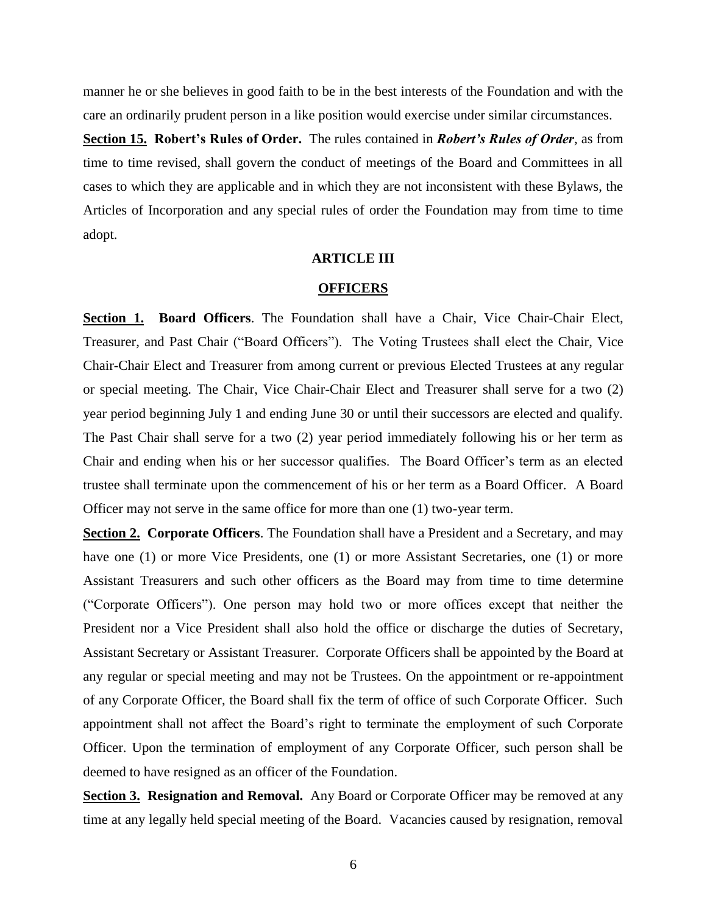manner he or she believes in good faith to be in the best interests of the Foundation and with the care an ordinarily prudent person in a like position would exercise under similar circumstances.

**Section 15. Robert's Rules of Order.** The rules contained in ***Robert's Rules of Order***, as from time to time revised, shall govern the conduct of meetings of the Board and Committees in all cases to which they are applicable and in which they are not inconsistent with these Bylaws, the Articles of Incorporation and any special rules of order the Foundation may from time to time adopt.

## ARTICLE III

## OFFICERS

**Section 1. Board Officers**. The Foundation shall have a Chair, Vice Chair-Chair Elect, Treasurer, and Past Chair ("Board Officers"). The Voting Trustees shall elect the Chair, Vice Chair-Chair Elect and Treasurer from among current or previous Elected Trustees at any regular or special meeting. The Chair, Vice Chair-Chair Elect and Treasurer shall serve for a two (2) year period beginning July 1 and ending June 30 or until their successors are elected and qualify. The Past Chair shall serve for a two (2) year period immediately following his or her term as Chair and ending when his or her successor qualifies. The Board Officer's term as an elected trustee shall terminate upon the commencement of his or her term as a Board Officer. A Board Officer may not serve in the same office for more than one (1) two-year term.

**Section 2. Corporate Officers**. The Foundation shall have a President and a Secretary, and may have one (1) or more Vice Presidents, one (1) or more Assistant Secretaries, one (1) or more Assistant Treasurers and such other officers as the Board may from time to time determine ("Corporate Officers"). One person may hold two or more offices except that neither the President nor a Vice President shall also hold the office or discharge the duties of Secretary, Assistant Secretary or Assistant Treasurer. Corporate Officers shall be appointed by the Board at any regular or special meeting and may not be Trustees. On the appointment or re-appointment of any Corporate Officer, the Board shall fix the term of office of such Corporate Officer. Such appointment shall not affect the Board's right to terminate the employment of such Corporate Officer. Upon the termination of employment of any Corporate Officer, such person shall be deemed to have resigned as an officer of the Foundation.

**Section 3. Resignation and Removal.** Any Board or Corporate Officer may be removed at any time at any legally held special meeting of the Board. Vacancies caused by resignation, removal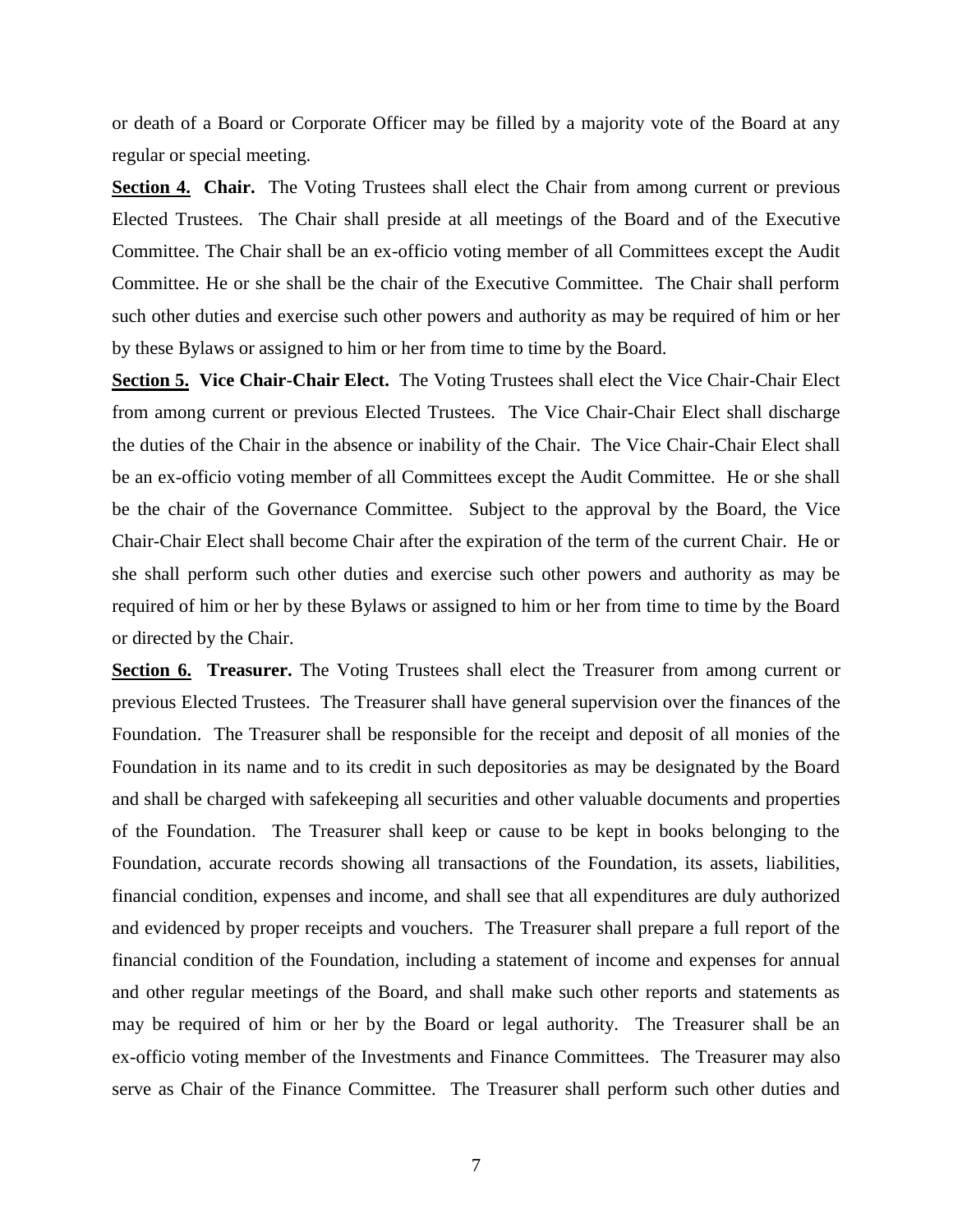or death of a Board or Corporate Officer may be filled by a majority vote of the Board at any regular or special meeting.

**Section 4. Chair.** The Voting Trustees shall elect the Chair from among current or previous Elected Trustees. The Chair shall preside at all meetings of the Board and of the Executive Committee. The Chair shall be an ex-officio voting member of all Committees except the Audit Committee. He or she shall be the chair of the Executive Committee. The Chair shall perform such other duties and exercise such other powers and authority as may be required of him or her by these Bylaws or assigned to him or her from time to time by the Board.

**Section 5. Vice Chair-Chair Elect.** The Voting Trustees shall elect the Vice Chair-Chair Elect from among current or previous Elected Trustees. The Vice Chair-Chair Elect shall discharge the duties of the Chair in the absence or inability of the Chair. The Vice Chair-Chair Elect shall be an ex-officio voting member of all Committees except the Audit Committee. He or she shall be the chair of the Governance Committee. Subject to the approval by the Board, the Vice Chair-Chair Elect shall become Chair after the expiration of the term of the current Chair. He or she shall perform such other duties and exercise such other powers and authority as may be required of him or her by these Bylaws or assigned to him or her from time to time by the Board or directed by the Chair.

**Section 6. Treasurer.** The Voting Trustees shall elect the Treasurer from among current or previous Elected Trustees. The Treasurer shall have general supervision over the finances of the Foundation. The Treasurer shall be responsible for the receipt and deposit of all monies of the Foundation in its name and to its credit in such depositories as may be designated by the Board and shall be charged with safekeeping all securities and other valuable documents and properties of the Foundation. The Treasurer shall keep or cause to be kept in books belonging to the Foundation, accurate records showing all transactions of the Foundation, its assets, liabilities, financial condition, expenses and income, and shall see that all expenditures are duly authorized and evidenced by proper receipts and vouchers. The Treasurer shall prepare a full report of the financial condition of the Foundation, including a statement of income and expenses for annual and other regular meetings of the Board, and shall make such other reports and statements as may be required of him or her by the Board or legal authority. The Treasurer shall be an ex-officio voting member of the Investments and Finance Committees. The Treasurer may also serve as Chair of the Finance Committee. The Treasurer shall perform such other duties and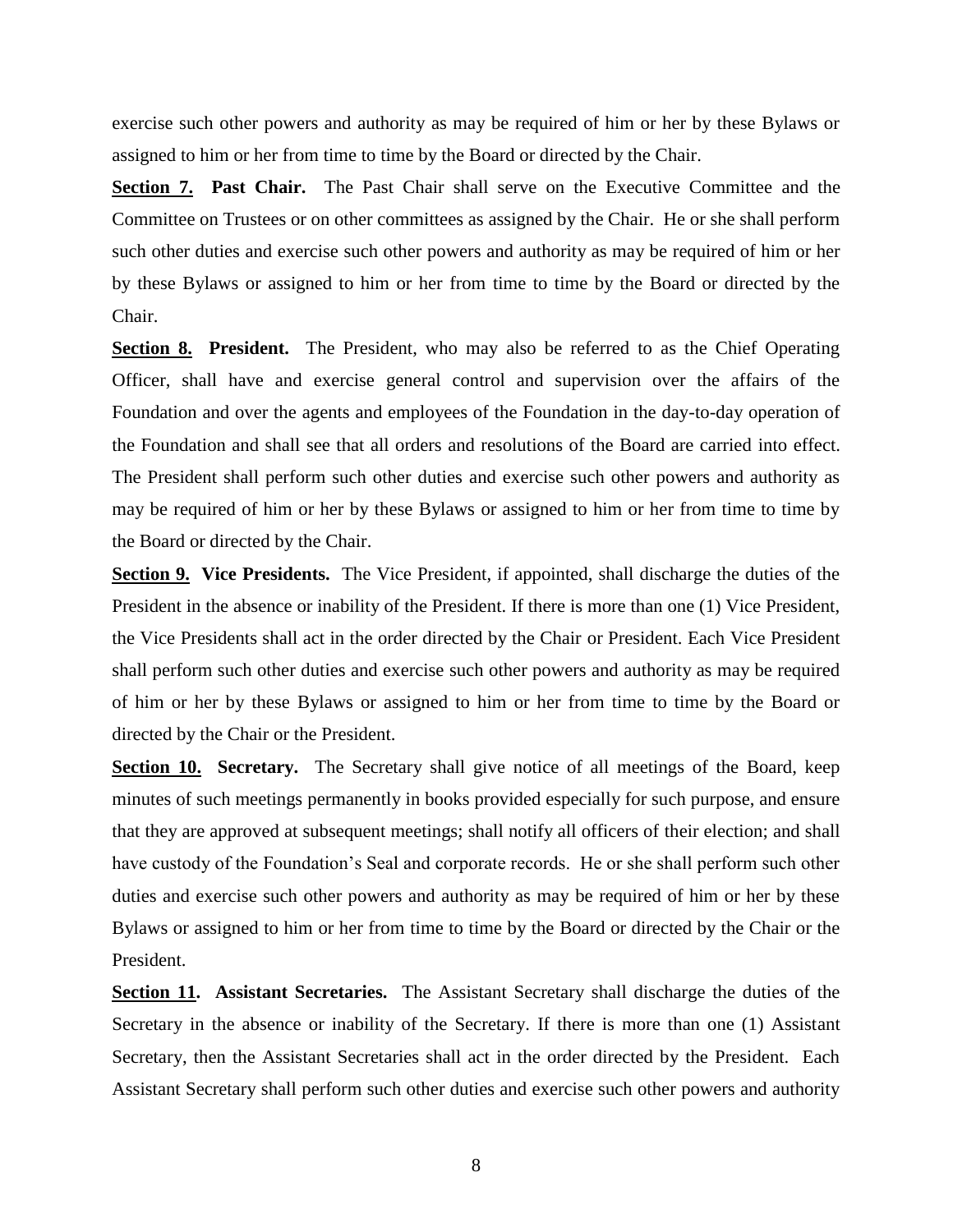exercise such other powers and authority as may be required of him or her by these Bylaws or assigned to him or her from time to time by the Board or directed by the Chair.

**Section 7.** **Past Chair.** The Past Chair shall serve on the Executive Committee and the Committee on Trustees or on other committees as assigned by the Chair. He or she shall perform such other duties and exercise such other powers and authority as may be required of him or her by these Bylaws or assigned to him or her from time to time by the Board or directed by the Chair.

**Section 8.** **President.** The President, who may also be referred to as the Chief Operating Officer, shall have and exercise general control and supervision over the affairs of the Foundation and over the agents and employees of the Foundation in the day-to-day operation of the Foundation and shall see that all orders and resolutions of the Board are carried into effect. The President shall perform such other duties and exercise such other powers and authority as may be required of him or her by these Bylaws or assigned to him or her from time to time by the Board or directed by the Chair.

**Section 9.** **Vice Presidents.** The Vice President, if appointed, shall discharge the duties of the President in the absence or inability of the President. If there is more than one (1) Vice President, the Vice Presidents shall act in the order directed by the Chair or President. Each Vice President shall perform such other duties and exercise such other powers and authority as may be required of him or her by these Bylaws or assigned to him or her from time to time by the Board or directed by the Chair or the President.

**Section 10.** **Secretary.** The Secretary shall give notice of all meetings of the Board, keep minutes of such meetings permanently in books provided especially for such purpose, and ensure that they are approved at subsequent meetings; shall notify all officers of their election; and shall have custody of the Foundation's Seal and corporate records. He or she shall perform such other duties and exercise such other powers and authority as may be required of him or her by these Bylaws or assigned to him or her from time to time by the Board or directed by the Chair or the President.

**Section 11.** **Assistant Secretaries.** The Assistant Secretary shall discharge the duties of the Secretary in the absence or inability of the Secretary. If there is more than one (1) Assistant Secretary, then the Assistant Secretaries shall act in the order directed by the President. Each Assistant Secretary shall perform such other duties and exercise such other powers and authority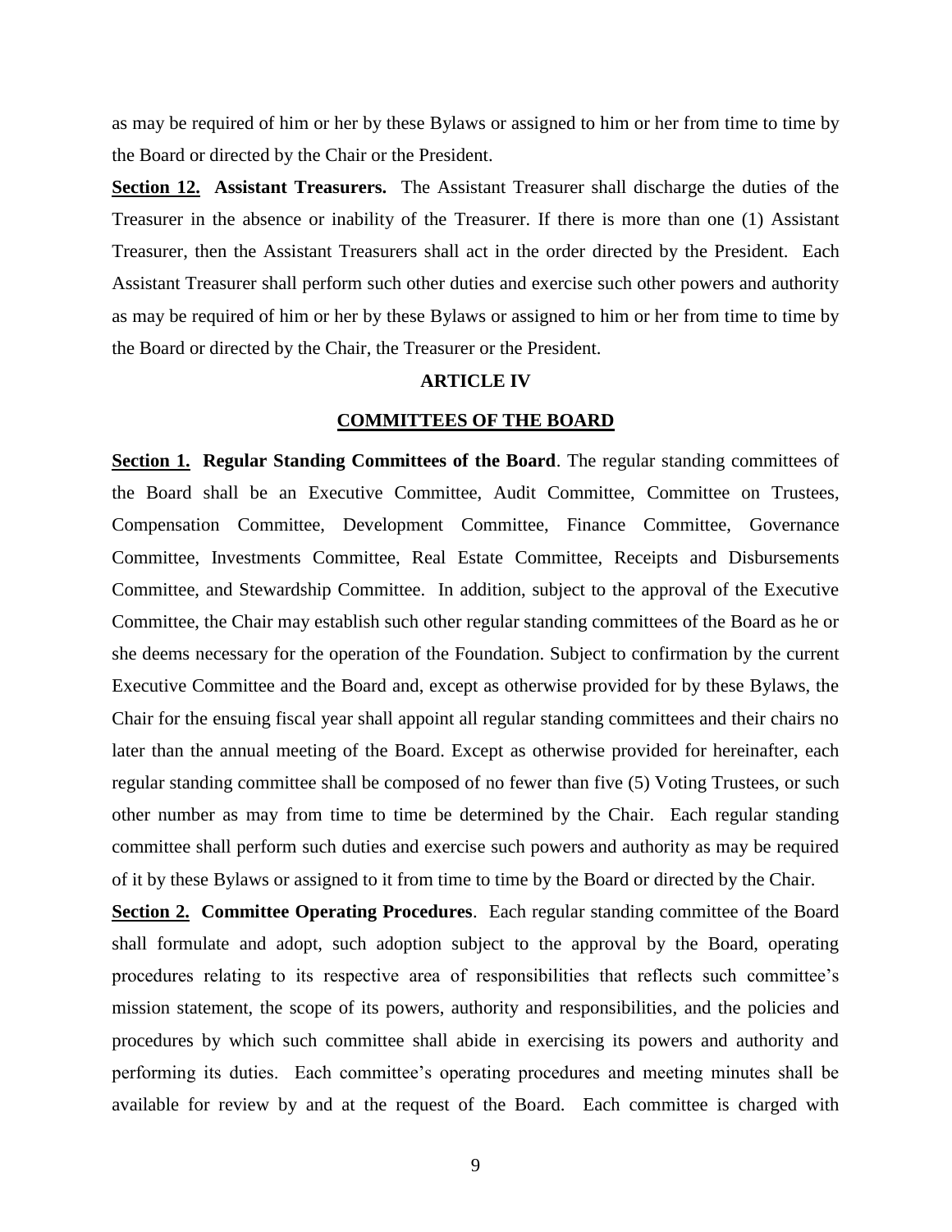as may be required of him or her by these Bylaws or assigned to him or her from time to time by the Board or directed by the Chair or the President.

**Section 12. Assistant Treasurers.** The Assistant Treasurer shall discharge the duties of the Treasurer in the absence or inability of the Treasurer. If there is more than one (1) Assistant Treasurer, then the Assistant Treasurers shall act in the order directed by the President. Each Assistant Treasurer shall perform such other duties and exercise such other powers and authority as may be required of him or her by these Bylaws or assigned to him or her from time to time by the Board or directed by the Chair, the Treasurer or the President.

## ARTICLE IV

## COMMITTEES OF THE BOARD

**Section 1. Regular Standing Committees of the Board**. The regular standing committees of the Board shall be an Executive Committee, Audit Committee, Committee on Trustees, Compensation Committee, Development Committee, Finance Committee, Governance Committee, Investments Committee, Real Estate Committee, Receipts and Disbursements Committee, and Stewardship Committee. In addition, subject to the approval of the Executive Committee, the Chair may establish such other regular standing committees of the Board as he or she deems necessary for the operation of the Foundation. Subject to confirmation by the current Executive Committee and the Board and, except as otherwise provided for by these Bylaws, the Chair for the ensuing fiscal year shall appoint all regular standing committees and their chairs no later than the annual meeting of the Board. Except as otherwise provided for hereinafter, each regular standing committee shall be composed of no fewer than five (5) Voting Trustees, or such other number as may from time to time be determined by the Chair. Each regular standing committee shall perform such duties and exercise such powers and authority as may be required of it by these Bylaws or assigned to it from time to time by the Board or directed by the Chair.

**Section 2. Committee Operating Procedures**. Each regular standing committee of the Board shall formulate and adopt, such adoption subject to the approval by the Board, operating procedures relating to its respective area of responsibilities that reflects such committee's mission statement, the scope of its powers, authority and responsibilities, and the policies and procedures by which such committee shall abide in exercising its powers and authority and performing its duties. Each committee's operating procedures and meeting minutes shall be available for review by and at the request of the Board. Each committee is charged with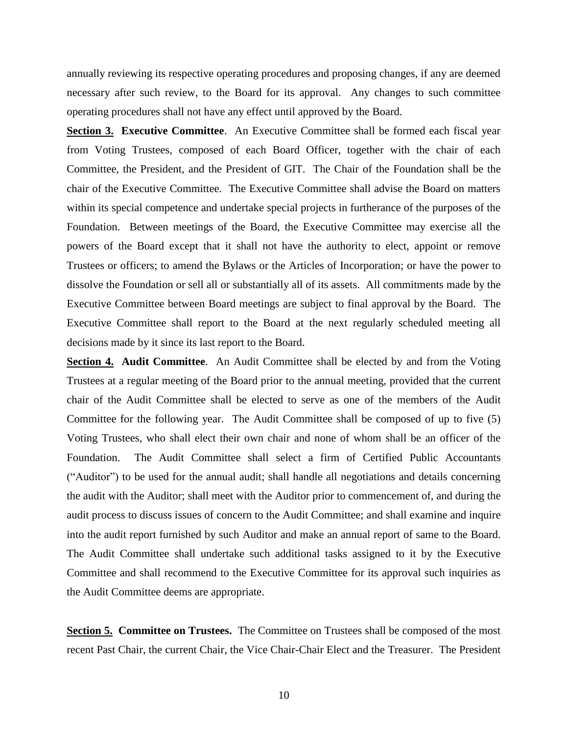annually reviewing its respective operating procedures and proposing changes, if any are deemed necessary after such review, to the Board for its approval. Any changes to such committee operating procedures shall not have any effect until approved by the Board.

**Section 3. Executive Committee**. An Executive Committee shall be formed each fiscal year from Voting Trustees, composed of each Board Officer, together with the chair of each Committee, the President, and the President of GIT. The Chair of the Foundation shall be the chair of the Executive Committee. The Executive Committee shall advise the Board on matters within its special competence and undertake special projects in furtherance of the purposes of the Foundation. Between meetings of the Board, the Executive Committee may exercise all the powers of the Board except that it shall not have the authority to elect, appoint or remove Trustees or officers; to amend the Bylaws or the Articles of Incorporation; or have the power to dissolve the Foundation or sell all or substantially all of its assets. All commitments made by the Executive Committee between Board meetings are subject to final approval by the Board. The Executive Committee shall report to the Board at the next regularly scheduled meeting all decisions made by it since its last report to the Board.

**Section 4. Audit Committee**. An Audit Committee shall be elected by and from the Voting Trustees at a regular meeting of the Board prior to the annual meeting, provided that the current chair of the Audit Committee shall be elected to serve as one of the members of the Audit Committee for the following year. The Audit Committee shall be composed of up to five (5) Voting Trustees, who shall elect their own chair and none of whom shall be an officer of the Foundation. The Audit Committee shall select a firm of Certified Public Accountants ("Auditor") to be used for the annual audit; shall handle all negotiations and details concerning the audit with the Auditor; shall meet with the Auditor prior to commencement of, and during the audit process to discuss issues of concern to the Audit Committee; and shall examine and inquire into the audit report furnished by such Auditor and make an annual report of same to the Board. The Audit Committee shall undertake such additional tasks assigned to it by the Executive Committee and shall recommend to the Executive Committee for its approval such inquiries as the Audit Committee deems are appropriate.

**Section 5. Committee on Trustees.** The Committee on Trustees shall be composed of the most recent Past Chair, the current Chair, the Vice Chair-Chair Elect and the Treasurer. The President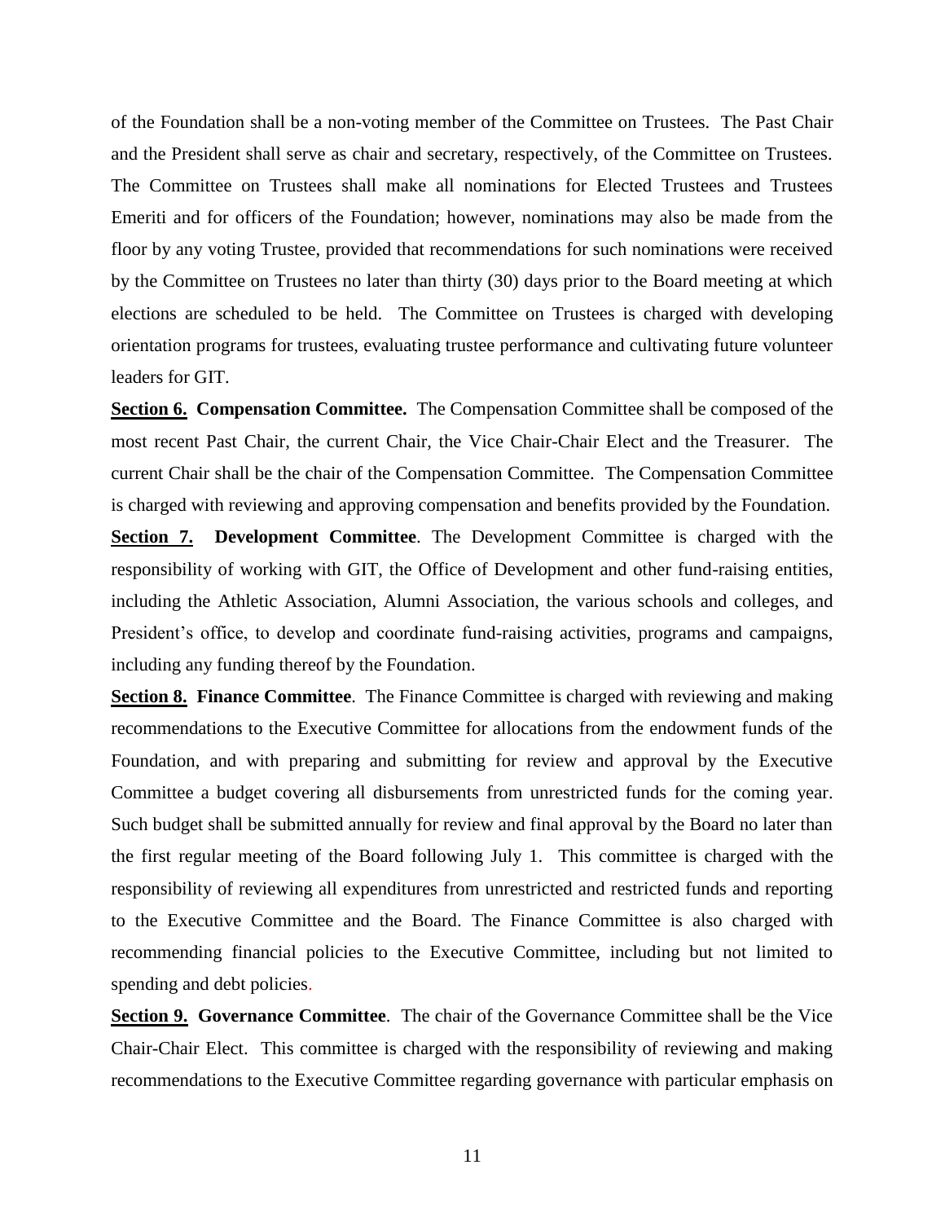of the Foundation shall be a non-voting member of the Committee on Trustees. The Past Chair and the President shall serve as chair and secretary, respectively, of the Committee on Trustees. The Committee on Trustees shall make all nominations for Elected Trustees and Trustees Emeriti and for officers of the Foundation; however, nominations may also be made from the floor by any voting Trustee, provided that recommendations for such nominations were received by the Committee on Trustees no later than thirty (30) days prior to the Board meeting at which elections are scheduled to be held. The Committee on Trustees is charged with developing orientation programs for trustees, evaluating trustee performance and cultivating future volunteer leaders for GIT.

**Section 6. Compensation Committee.** The Compensation Committee shall be composed of the most recent Past Chair, the current Chair, the Vice Chair-Chair Elect and the Treasurer. The current Chair shall be the chair of the Compensation Committee. The Compensation Committee is charged with reviewing and approving compensation and benefits provided by the Foundation.

**Section 7. Development Committee**. The Development Committee is charged with the responsibility of working with GIT, the Office of Development and other fund-raising entities, including the Athletic Association, Alumni Association, the various schools and colleges, and President's office, to develop and coordinate fund-raising activities, programs and campaigns, including any funding thereof by the Foundation.

**Section 8. Finance Committee**. The Finance Committee is charged with reviewing and making recommendations to the Executive Committee for allocations from the endowment funds of the Foundation, and with preparing and submitting for review and approval by the Executive Committee a budget covering all disbursements from unrestricted funds for the coming year. Such budget shall be submitted annually for review and final approval by the Board no later than the first regular meeting of the Board following July 1. This committee is charged with the responsibility of reviewing all expenditures from unrestricted and restricted funds and reporting to the Executive Committee and the Board. The Finance Committee is also charged with recommending financial policies to the Executive Committee, including but not limited to spending and debt policies.

**Section 9. Governance Committee**. The chair of the Governance Committee shall be the Vice Chair-Chair Elect. This committee is charged with the responsibility of reviewing and making recommendations to the Executive Committee regarding governance with particular emphasis on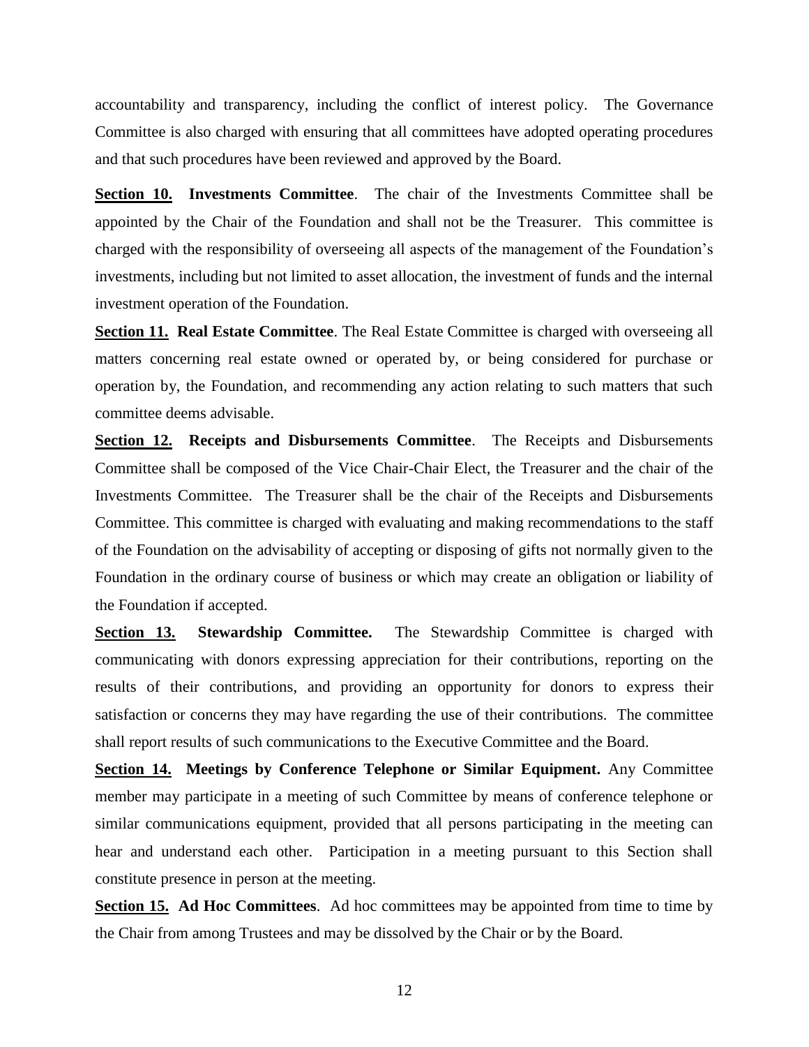accountability and transparency, including the conflict of interest policy. The Governance Committee is also charged with ensuring that all committees have adopted operating procedures and that such procedures have been reviewed and approved by the Board.

**Section 10.** **Investments Committee**. The chair of the Investments Committee shall be appointed by the Chair of the Foundation and shall not be the Treasurer. This committee is charged with the responsibility of overseeing all aspects of the management of the Foundation's investments, including but not limited to asset allocation, the investment of funds and the internal investment operation of the Foundation.

**Section 11.** **Real Estate Committee**. The Real Estate Committee is charged with overseeing all matters concerning real estate owned or operated by, or being considered for purchase or operation by, the Foundation, and recommending any action relating to such matters that such committee deems advisable.

**Section 12.** **Receipts and Disbursements Committee**. The Receipts and Disbursements Committee shall be composed of the Vice Chair-Chair Elect, the Treasurer and the chair of the Investments Committee. The Treasurer shall be the chair of the Receipts and Disbursements Committee. This committee is charged with evaluating and making recommendations to the staff of the Foundation on the advisability of accepting or disposing of gifts not normally given to the Foundation in the ordinary course of business or which may create an obligation or liability of the Foundation if accepted.

**Section 13.** **Stewardship Committee.** The Stewardship Committee is charged with communicating with donors expressing appreciation for their contributions, reporting on the results of their contributions, and providing an opportunity for donors to express their satisfaction or concerns they may have regarding the use of their contributions. The committee shall report results of such communications to the Executive Committee and the Board.

**Section 14.** **Meetings by Conference Telephone or Similar Equipment.** Any Committee member may participate in a meeting of such Committee by means of conference telephone or similar communications equipment, provided that all persons participating in the meeting can hear and understand each other. Participation in a meeting pursuant to this Section shall constitute presence in person at the meeting.

**Section 15.** **Ad Hoc Committees**. Ad hoc committees may be appointed from time to time by the Chair from among Trustees and may be dissolved by the Chair or by the Board.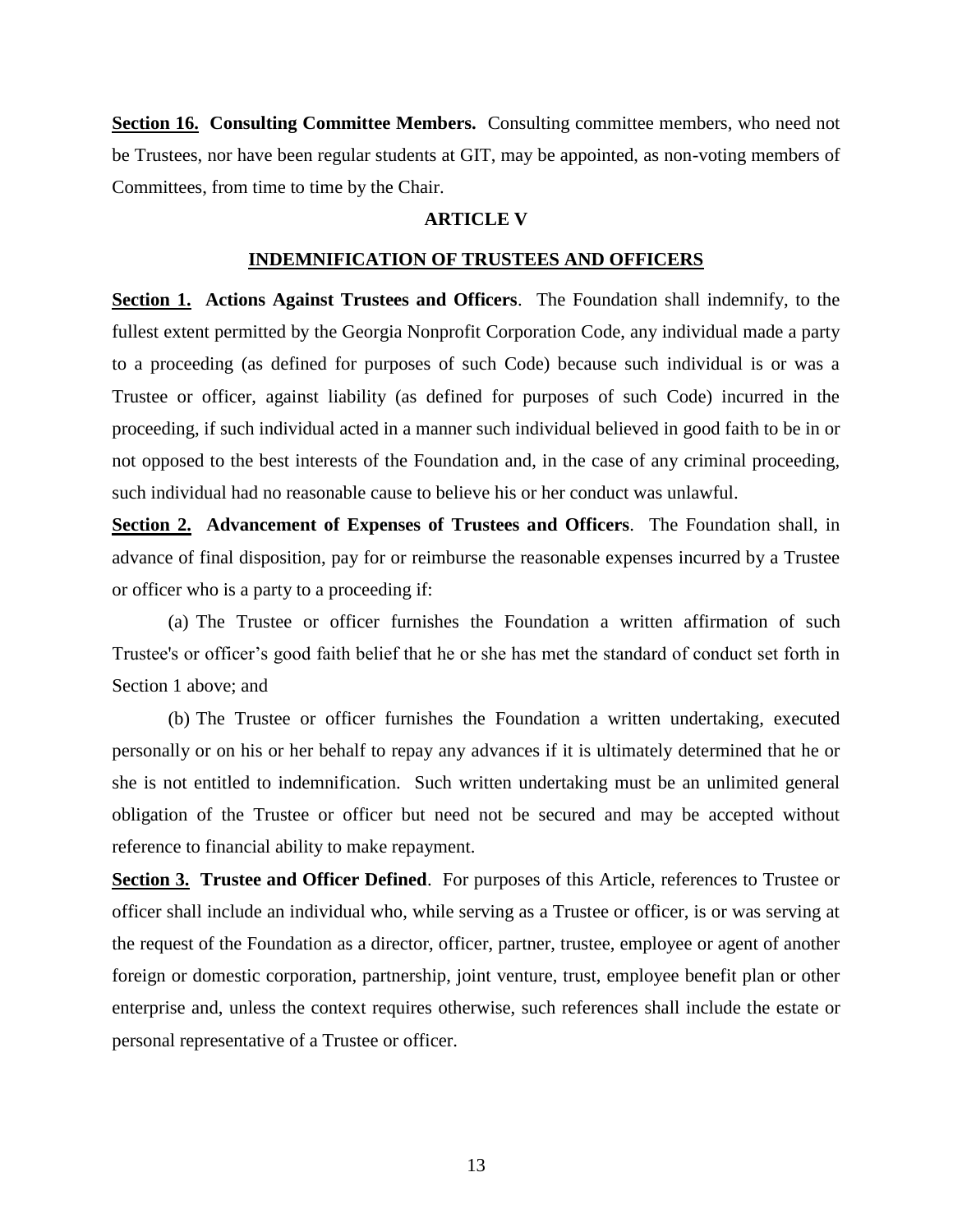**<u>Section 16.</u> Consulting Committee Members.** Consulting committee members, who need not be Trustees, nor have been regular students at GIT, may be appointed, as non-voting members of Committees, from time to time by the Chair.

## ARTICLE V

## <u>INDEMNIFICATION OF TRUSTEES AND OFFICERS</u>

**<u>Section 1.</u> Actions Against Trustees and Officers**. The Foundation shall indemnify, to the fullest extent permitted by the Georgia Nonprofit Corporation Code, any individual made a party to a proceeding (as defined for purposes of such Code) because such individual is or was a Trustee or officer, against liability (as defined for purposes of such Code) incurred in the proceeding, if such individual acted in a manner such individual believed in good faith to be in or not opposed to the best interests of the Foundation and, in the case of any criminal proceeding, such individual had no reasonable cause to believe his or her conduct was unlawful.

**<u>Section 2.</u> Advancement of Expenses of Trustees and Officers**. The Foundation shall, in advance of final disposition, pay for or reimburse the reasonable expenses incurred by a Trustee or officer who is a party to a proceeding if:

(a) The Trustee or officer furnishes the Foundation a written affirmation of such Trustee's or officer's good faith belief that he or she has met the standard of conduct set forth in Section 1 above; and

(b) The Trustee or officer furnishes the Foundation a written undertaking, executed personally or on his or her behalf to repay any advances if it is ultimately determined that he or she is not entitled to indemnification. Such written undertaking must be an unlimited general obligation of the Trustee or officer but need not be secured and may be accepted without reference to financial ability to make repayment.

**<u>Section 3.</u> Trustee and Officer Defined**. For purposes of this Article, references to Trustee or officer shall include an individual who, while serving as a Trustee or officer, is or was serving at the request of the Foundation as a director, officer, partner, trustee, employee or agent of another foreign or domestic corporation, partnership, joint venture, trust, employee benefit plan or other enterprise and, unless the context requires otherwise, such references shall include the estate or personal representative of a Trustee or officer.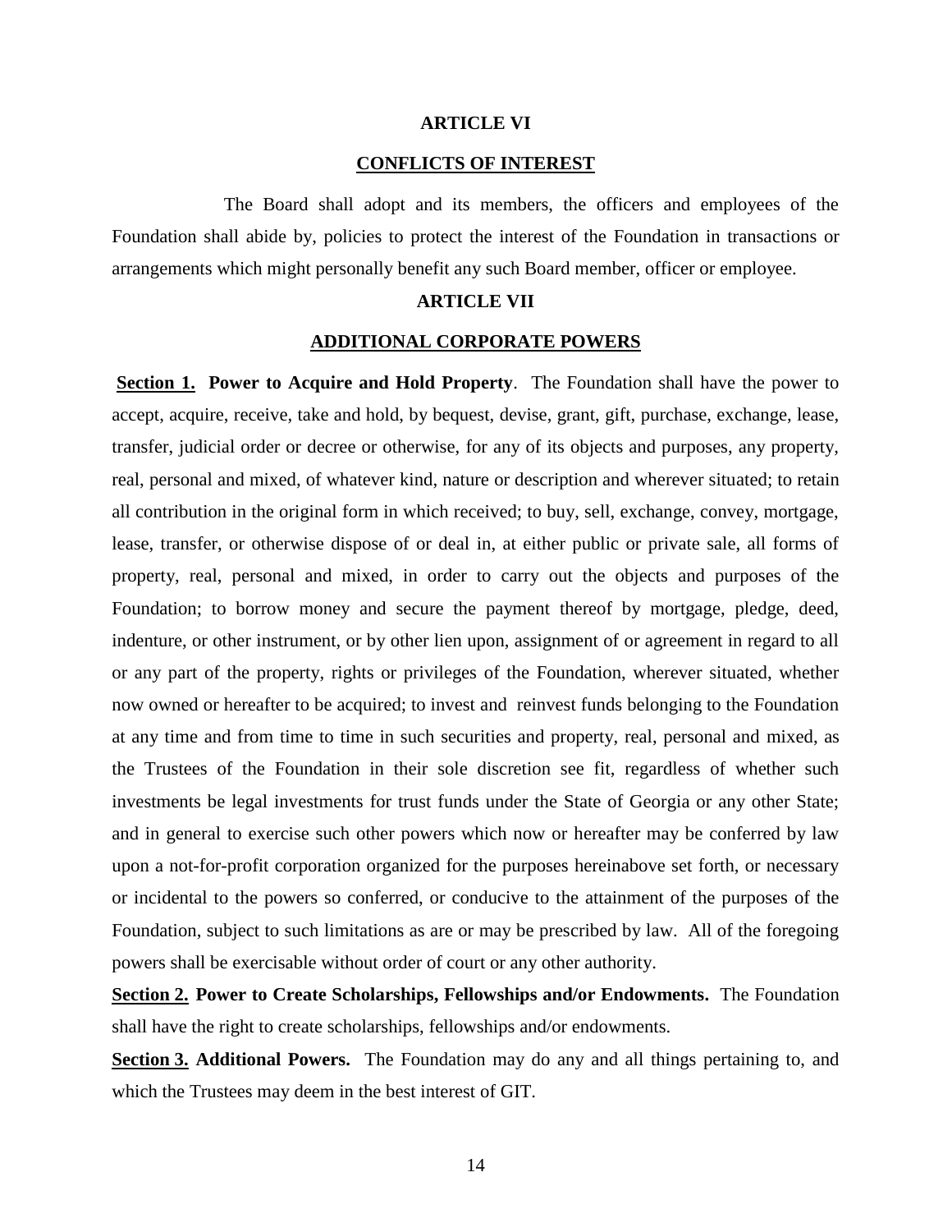## ARTICLE VI

## CONFLICTS OF INTEREST

The Board shall adopt and its members, the officers and employees of the Foundation shall abide by, policies to protect the interest of the Foundation in transactions or arrangements which might personally benefit any such Board member, officer or employee.

## ARTICLE VII

## ADDITIONAL CORPORATE POWERS

**Section 1. Power to Acquire and Hold Property**. The Foundation shall have the power to accept, acquire, receive, take and hold, by bequest, devise, grant, gift, purchase, exchange, lease, transfer, judicial order or decree or otherwise, for any of its objects and purposes, any property, real, personal and mixed, of whatever kind, nature or description and wherever situated; to retain all contribution in the original form in which received; to buy, sell, exchange, convey, mortgage, lease, transfer, or otherwise dispose of or deal in, at either public or private sale, all forms of property, real, personal and mixed, in order to carry out the objects and purposes of the Foundation; to borrow money and secure the payment thereof by mortgage, pledge, deed, indenture, or other instrument, or by other lien upon, assignment of or agreement in regard to all or any part of the property, rights or privileges of the Foundation, wherever situated, whether now owned or hereafter to be acquired; to invest and reinvest funds belonging to the Foundation at any time and from time to time in such securities and property, real, personal and mixed, as the Trustees of the Foundation in their sole discretion see fit, regardless of whether such investments be legal investments for trust funds under the State of Georgia or any other State; and in general to exercise such other powers which now or hereafter may be conferred by law upon a not-for-profit corporation organized for the purposes hereinabove set forth, or necessary or incidental to the powers so conferred, or conducive to the attainment of the purposes of the Foundation, subject to such limitations as are or may be prescribed by law. All of the foregoing powers shall be exercisable without order of court or any other authority.

**Section 2. Power to Create Scholarships, Fellowships and/or Endowments.** The Foundation shall have the right to create scholarships, fellowships and/or endowments.

**Section 3. Additional Powers.** The Foundation may do any and all things pertaining to, and which the Trustees may deem in the best interest of GIT.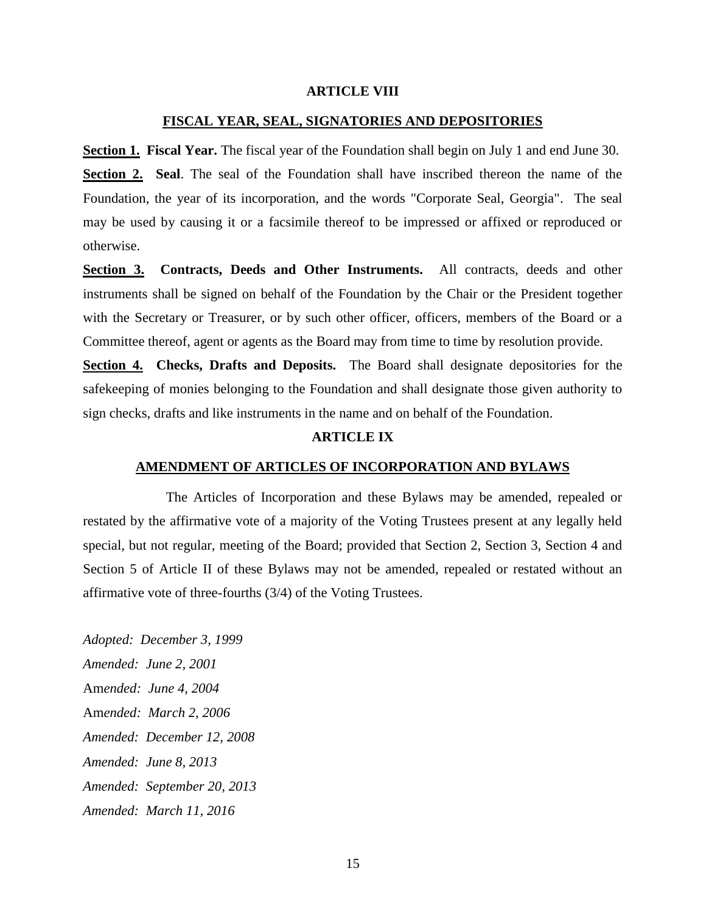## ARTICLE VIII

## FISCAL YEAR, SEAL, SIGNATORIES AND DEPOSITORIES

**Section 1. Fiscal Year.** The fiscal year of the Foundation shall begin on July 1 and end June 30.

**Section 2. Seal**. The seal of the Foundation shall have inscribed thereon the name of the Foundation, the year of its incorporation, and the words "Corporate Seal, Georgia". The seal may be used by causing it or a facsimile thereof to be impressed or affixed or reproduced or otherwise.

**Section 3. Contracts, Deeds and Other Instruments.** All contracts, deeds and other instruments shall be signed on behalf of the Foundation by the Chair or the President together with the Secretary or Treasurer, or by such other officer, officers, members of the Board or a Committee thereof, agent or agents as the Board may from time to time by resolution provide.

**Section 4. Checks, Drafts and Deposits.** The Board shall designate depositories for the safekeeping of monies belonging to the Foundation and shall designate those given authority to sign checks, drafts and like instruments in the name and on behalf of the Foundation.

## ARTICLE IX

## AMENDMENT OF ARTICLES OF INCORPORATION AND BYLAWS

The Articles of Incorporation and these Bylaws may be amended, repealed or restated by the affirmative vote of a majority of the Voting Trustees present at any legally held special, but not regular, meeting of the Board; provided that Section 2, Section 3, Section 4 and Section 5 of Article II of these Bylaws may not be amended, repealed or restated without an affirmative vote of three-fourths (3/4) of the Voting Trustees.

*Adopted: December 3, 1999*

*Amended: June 2, 2001*

*Amended: June 4, 2004*

*Amended: March 2, 2006*

*Amended: December 12, 2008*

*Amended: June 8, 2013*

*Amended: September 20, 2013*

*Amended: March 11, 2016*